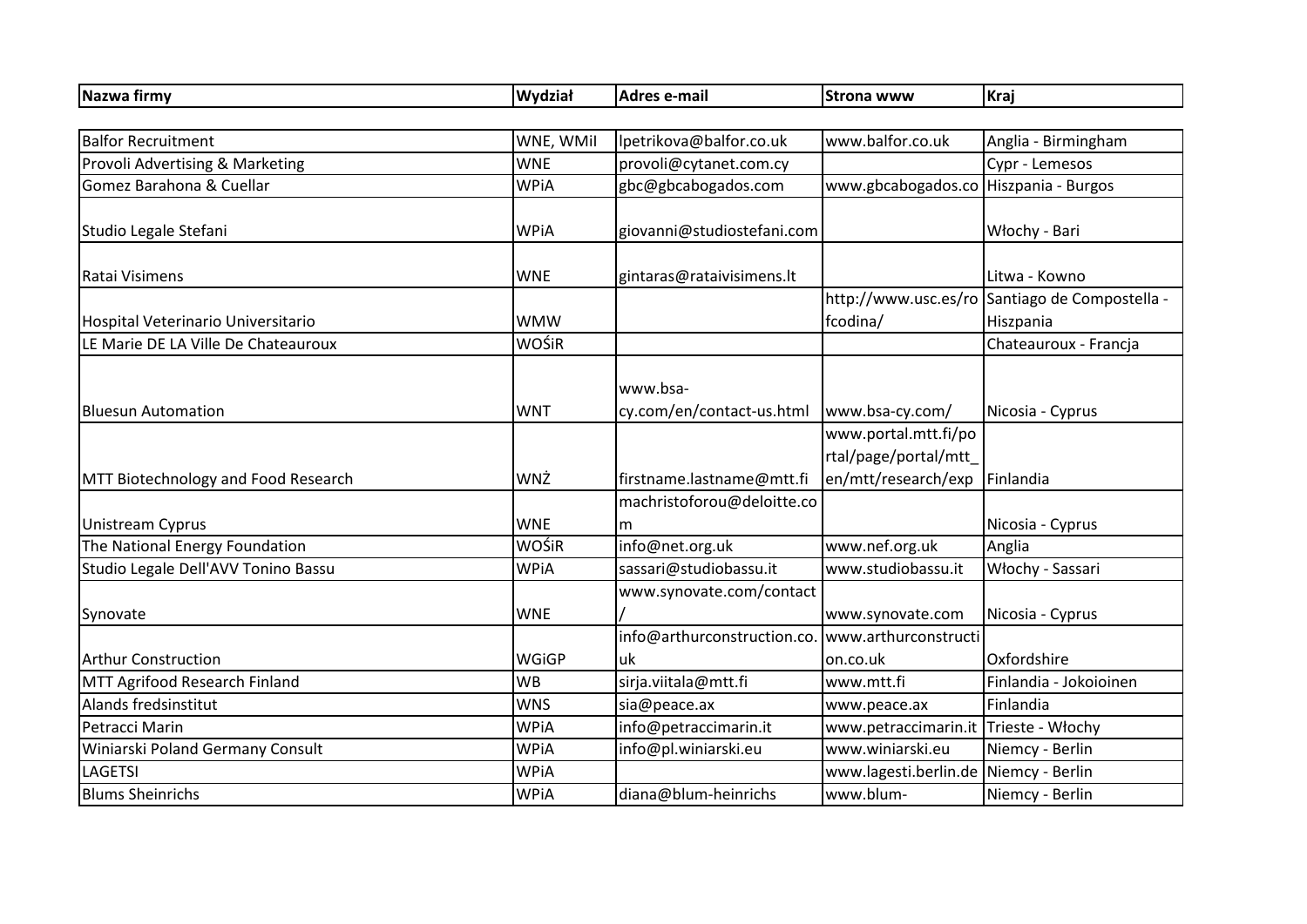| Nazwa firmy | Wydział | Adres e-mail | Strona www | Kraj |
|---|---|---|---|---|
| Balfor Recruitment | WNE, WMiI | lpetrikova@balfor.co.uk | www.balfor.co.uk | Anglia - Birmingham |
| Provoli Advertising & Marketing | WNE | provoli@cytanet.com.cy | | Cypr - Lemesos |
| Gomez Barahona & Cuellar | WPiA | gbc@gbcabogados.com | www.gbcabogados.co | Hiszpania - Burgos |
| Studio Legale Stefani | WPiA | giovanni@studiostefani.com | | Włochy - Bari |
| Ratai Visimens | WNE | gintaras@rataivisimens.lt | | Litwa - Kowno |
| Hospital Veterinario Universitario | WMW | | http://www.usc.es/rofcodina/ | Santiago de Compostella - Hiszpania |
| LE Marie DE LA Ville De Chateauroux | WOŚiR | | | Chateauroux - Francja |
| Bluesun Automation | WNT | www.bsa-cy.com/en/contact-us.html | www.bsa-cy.com/ | Nicosia - Cyprus |
| MTT Biotechnology and Food Research | WNŻ | firstname.lastname@mtt.fi | www.portal.mtt.fi/portal/page/portal/mtt_en/mtt/research/exp | Finlandia |
| Unistream Cyprus | WNE | machristoforou@deloitte.com | | Nicosia - Cyprus |
| The National Energy Foundation | WOŚiR | info@net.org.uk | www.nef.org.uk | Anglia |
| Studio Legale Dell'AVV Tonino Bassu | WPiA | sassari@studiobassu.it | www.studiobassu.it | Włochy - Sassari |
| Synovate | WNE | www.synovate.com/contact/ | www.synovate.com | Nicosia - Cyprus |
| Arthur Construction | WGiGP | info@arthurconstruction.co.uk | www.arthurconstruction.co.uk | Oxfordshire |
| MTT Agrifood Research Finland | WB | sirja.viitala@mtt.fi | www.mtt.fi | Finlandia - Jokoioinen |
| Alands fredsinstitut | WNS | sia@peace.ax | www.peace.ax | Finlandia |
| Petracci Marin | WPiA | info@petraccimarin.it | www.petraccimarin.it | Trieste - Włochy |
| Winiarski Poland Germany Consult | WPiA | info@pl.winiarski.eu | www.winiarski.eu | Niemcy - Berlin |
| LAGETSI | WPiA | | www.lagesti.berlin.de | Niemcy - Berlin |
| Blums Sheinrichs | WPiA | diana@blum-heinrichs | www.blum- | Niemcy - Berlin |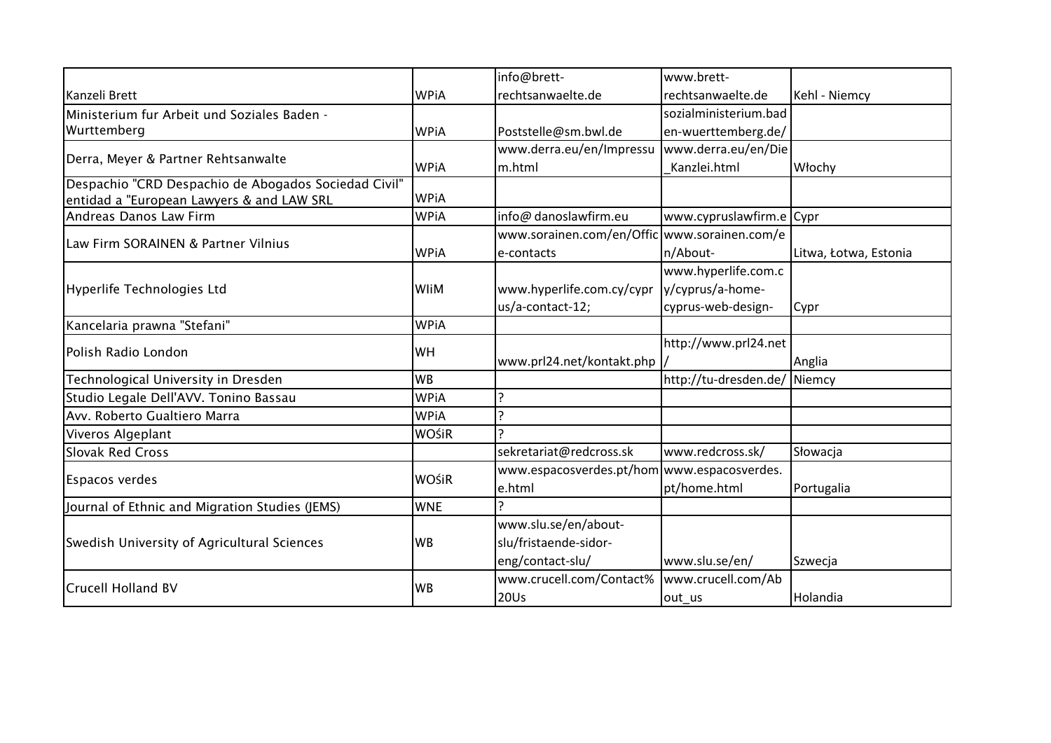| Kanzeli Brett | WPiA | info@brett-rechtsanwaelte.de | www.brett-rechtsanwaelte.de | Kehl - Niemcy |
|---|---|---|---|---|
| Ministerium fur Arbeit und Soziales Baden - Wurttemberg | WPiA | Poststelle@sm.bwl.de | sozialministerium.baden-wuerttemberg.de/ | |
| Derra, Meyer & Partner Rehtsanwalte | WPiA | www.derra.eu/en/Impressum.html | www.derra.eu/en/Die_Kanzlei.html | Włochy |
| Despachio "CRD Despachio de Abogados Sociedad Civil" entidad a "European Lawyers & and LAW SRL | WPiA | | | |
| Andreas Danos Law Firm | WPiA | info@ danoslawfirm.eu | www.cypruslawfirm.e | Cypr |
| Law Firm SORAINEN & Partner Vilnius | WPiA | www.sorainen.com/en/Office-contacts | www.sorainen.com/en/About- | Litwa, Łotwa, Estonia |
| Hyperlife Technologies Ltd | WIiM | www.hyperlife.com.cy/cyprus/a-contact-12; | www.hyperlife.com.cy/cyprus/a-home-cyprus-web-design- | Cypr |
| Kancelaria prawna "Stefani" | WPiA | | | |
| Polish Radio London | WH | www.prl24.net/kontakt.php | http://www.prl24.net/ | Anglia |
| Technological University in Dresden | WB | | http://tu-dresden.de/ | Niemcy |
| Studio Legale Dell'AVV. Tonino Bassau | WPiA | ? | | |
| Avv. Roberto Gualtiero Marra | WPiA | ? | | |
| Viveros Algeplant | WOŚiR | ? | | |
| Slovak Red Cross | | sekretariat@redcross.sk | www.redcross.sk/ | Słowacja |
| Espacos verdes | WOŚiR | www.espacosverdes.pt/home.html | www.espacosverdes.pt/home.html | Portugalia |
| Journal of Ethnic and Migration Studies (JEMS) | WNE | ? | | |
| Swedish University of Agricultural Sciences | WB | www.slu.se/en/about-slu/fristaende-sidor-eng/contact-slu/ | www.slu.se/en/ | Szwecja |
| Crucell Holland BV | WB | www.crucell.com/Contact%20Us | www.crucell.com/About_us | Holandia |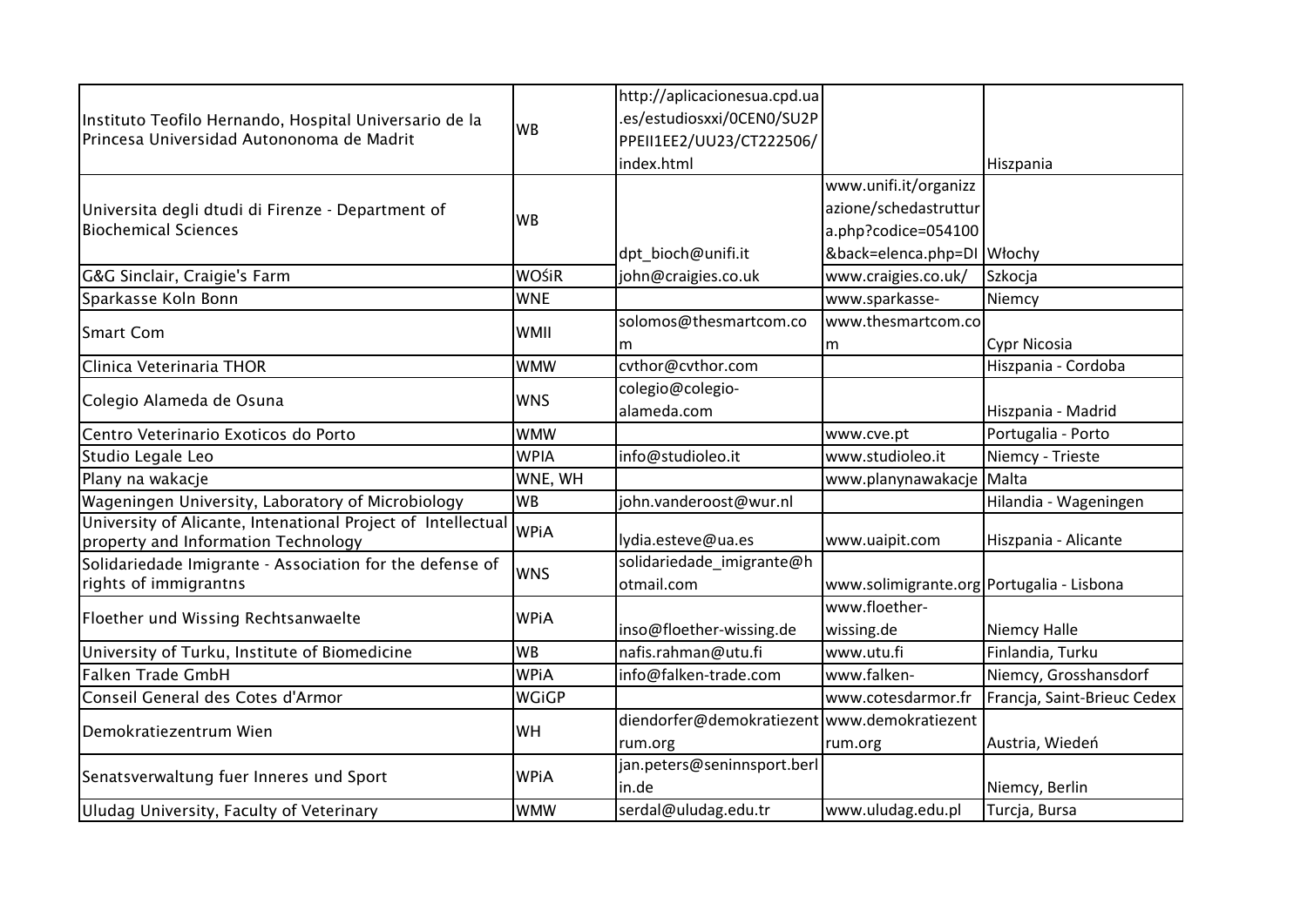| | | | | |
|---|---|---|---|---|
| Instituto Teofilo Hernando, Hospital Universario de la Princesa Universidad Autononoma de Madrit | WB | http://aplicacionesua.cpd.ua.es/estudiosxxi/0CEN0/SU2PPPEII1EE2/UU23/CT222506/index.html | | Hiszpania |
| Universita degli dtudi di Firenze - Department of Biochemical Sciences | WB | dpt_bioch@unifi.it | www.unifi.it/organizzazione/schedastruttura.php?codice=054100&back=elenca.php=DI | Włochy |
| G&G Sinclair, Craigie's Farm | WOŚiR | john@craigies.co.uk | www.craigies.co.uk/ | Szkocja |
| Sparkasse Koln Bonn | WNE | | www.sparkasse- | Niemcy |
| Smart Com | WMII | solomos@thesmartcom.com | www.thesmartcom.com | Cypr Nicosia |
| Clinica Veterinaria THOR | WMW | cvthor@cvthor.com | | Hiszpania - Cordoba |
| Colegio Alameda de Osuna | WNS | colegio@colegio-alameda.com | | Hiszpania - Madrid |
| Centro Veterinario Exoticos do Porto | WMW | | www.cve.pt | Portugalia - Porto |
| Studio Legale Leo | WPIA | info@studioleo.it | www.studioleo.it | Niemcy - Trieste |
| Plany na wakacje | WNE, WH | | www.planynawakacje | Malta |
| Wageningen University, Laboratory of Microbiology | WB | john.vanderoost@wur.nl | | Hilandia - Wageningen |
| University of Alicante, Intenational Project of Intellectual property and Information Technology | WPiA | lydia.esteve@ua.es | www.uaipit.com | Hiszpania - Alicante |
| Solidariedade Imigrante - Association for the defense of rights of immigrantns | WNS | solidariedade_imigrante@hotmail.com | www.solimigrante.org | Portugalia - Lisbona |
| Floether und Wissing Rechtsanwaelte | WPiA | inso@floether-wissing.de | www.floether-wissing.de | Niemcy Halle |
| University of Turku, Institute of Biomedicine | WB | nafis.rahman@utu.fi | www.utu.fi | Finlandia, Turku |
| Falken Trade GmbH | WPiA | info@falken-trade.com | www.falken- | Niemcy, Grosshansdorf |
| Conseil General des Cotes d'Armor | WGiGP | | www.cotesdarmor.fr | Francja, Saint-Brieuc Cedex |
| Demokratiezentrum Wien | WH | diendorfer@demokratiezentrum.org | www.demokratiezentrum.org | Austria, Wiedeń |
| Senatsverwaltung fuer Inneres und Sport | WPiA | jan.peters@seninnsport.berlin.de | | Niemcy, Berlin |
| Uludag University, Faculty of Veterinary | WMW | serdal@uludag.edu.tr | www.uludag.edu.pl | Turcja, Bursa |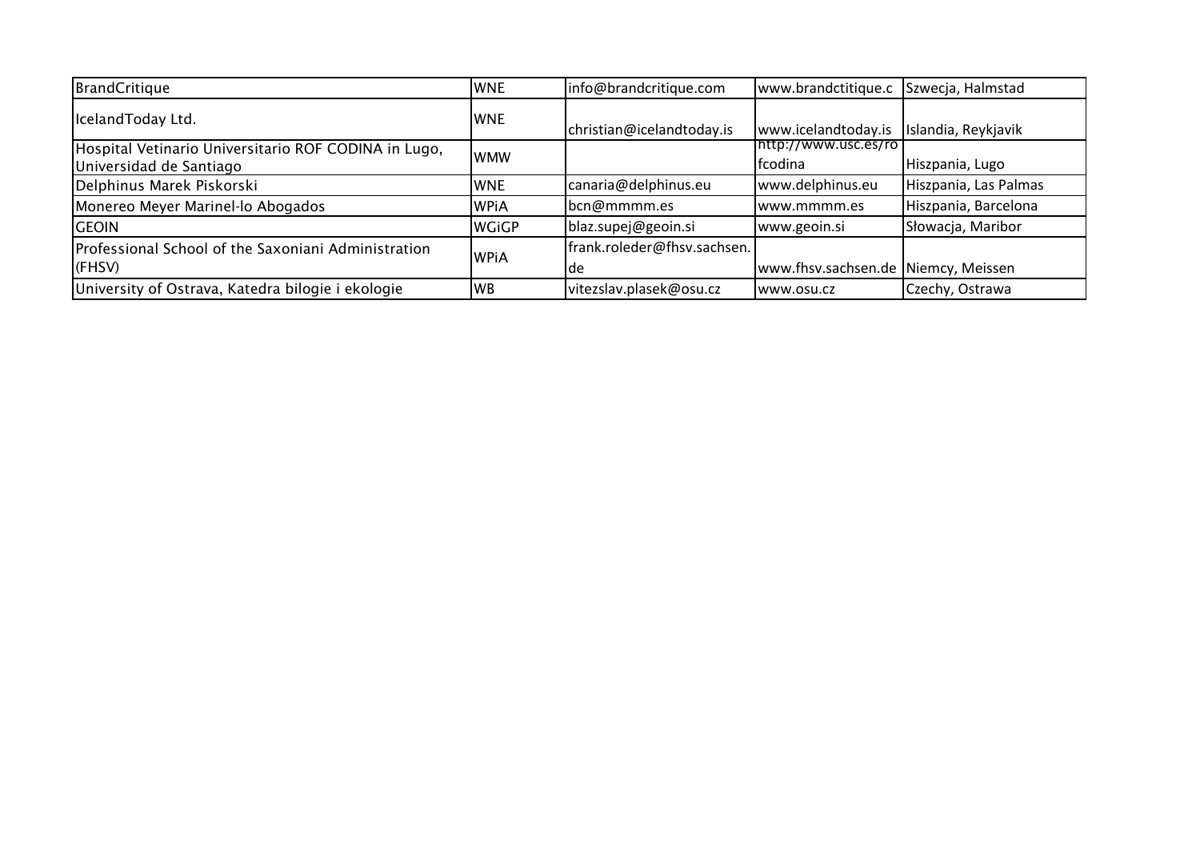| | | | | |
|---|---|---|---|---|
| BrandCritique | WNE | info@brandcritique.com | www.brandctitique.c | Szwecja, Halmstad |
| IcelandToday Ltd. | WNE | christian@icelandtoday.is | www.icelandtoday.is | Islandia, Reykjavik |
| Hospital Vetinario Universitario ROF CODINA in Lugo, Universidad de Santiago | WMW | | http://www.usc.es/rofcodina | Hiszpania, Lugo |
| Delphinus Marek Piskorski | WNE | canaria@delphinus.eu | www.delphinus.eu | Hiszpania, Las Palmas |
| Monereo Meyer Marinel-lo Abogados | WPiA | bcn@mmmm.es | www.mmmm.es | Hiszpania, Barcelona |
| GEOIN | WGiGP | blaz.supej@geoin.si | www.geoin.si | Słowacja, Maribor |
| Professional School of the Saxoniani Administration (FHSV) | WPiA | frank.roleder@fhsv.sachsen.de | www.fhsv.sachsen.de | Niemcy, Meissen |
| University of Ostrava, Katedra bilogie i ekologie | WB | vitezslav.plasek@osu.cz | www.osu.cz | Czechy, Ostrawa |